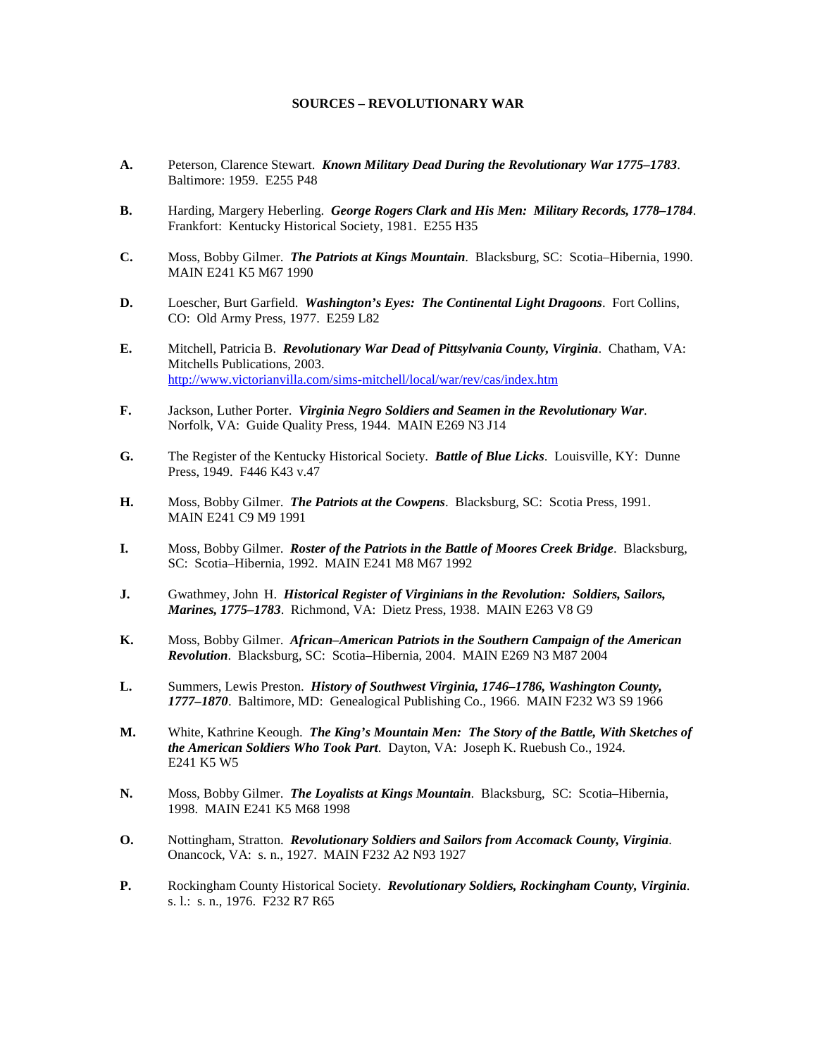# SOURCES – REVOLUTIONARY WAR

**A.** Peterson, Clarence Stewart. ***Known Military Dead During the Revolutionary War 1775–1783***. Baltimore: 1959. E255 P48

**B.** Harding, Margery Heberling. ***George Rogers Clark and His Men: Military Records, 1778–1784***. Frankfort: Kentucky Historical Society, 1981. E255 H35

**C.** Moss, Bobby Gilmer. ***The Patriots at Kings Mountain***. Blacksburg, SC: Scotia–Hibernia, 1990. MAIN E241 K5 M67 1990

**D.** Loescher, Burt Garfield. ***Washington's Eyes: The Continental Light Dragoons***. Fort Collins, CO: Old Army Press, 1977. E259 L82

**E.** Mitchell, Patricia B. ***Revolutionary War Dead of Pittsylvania County, Virginia***. Chatham, VA: Mitchells Publications, 2003. http://www.victorianvilla.com/sims-mitchell/local/war/rev/cas/index.htm

**F.** Jackson, Luther Porter. ***Virginia Negro Soldiers and Seamen in the Revolutionary War***. Norfolk, VA: Guide Quality Press, 1944. MAIN E269 N3 J14

**G.** The Register of the Kentucky Historical Society. ***Battle of Blue Licks***. Louisville, KY: Dunne Press, 1949. F446 K43 v.47

**H.** Moss, Bobby Gilmer. ***The Patriots at the Cowpens***. Blacksburg, SC: Scotia Press, 1991. MAIN E241 C9 M9 1991

**I.** Moss, Bobby Gilmer. ***Roster of the Patriots in the Battle of Moores Creek Bridge***. Blacksburg, SC: Scotia–Hibernia, 1992. MAIN E241 M8 M67 1992

**J.** Gwathmey, John H. ***Historical Register of Virginians in the Revolution: Soldiers, Sailors, Marines, 1775–1783***. Richmond, VA: Dietz Press, 1938. MAIN E263 V8 G9

**K.** Moss, Bobby Gilmer. ***African–American Patriots in the Southern Campaign of the American Revolution***. Blacksburg, SC: Scotia–Hibernia, 2004. MAIN E269 N3 M87 2004

**L.** Summers, Lewis Preston. ***History of Southwest Virginia, 1746–1786, Washington County, 1777–1870***. Baltimore, MD: Genealogical Publishing Co., 1966. MAIN F232 W3 S9 1966

**M.** White, Kathrine Keough. ***The King's Mountain Men: The Story of the Battle, With Sketches of the American Soldiers Who Took Part***. Dayton, VA: Joseph K. Ruebush Co., 1924. E241 K5 W5

**N.** Moss, Bobby Gilmer. ***The Loyalists at Kings Mountain***. Blacksburg, SC: Scotia–Hibernia, 1998. MAIN E241 K5 M68 1998

**O.** Nottingham, Stratton. ***Revolutionary Soldiers and Sailors from Accomack County, Virginia***. Onancock, VA: s. n., 1927. MAIN F232 A2 N93 1927

**P.** Rockingham County Historical Society. ***Revolutionary Soldiers, Rockingham County, Virginia***. s. l.: s. n., 1976. F232 R7 R65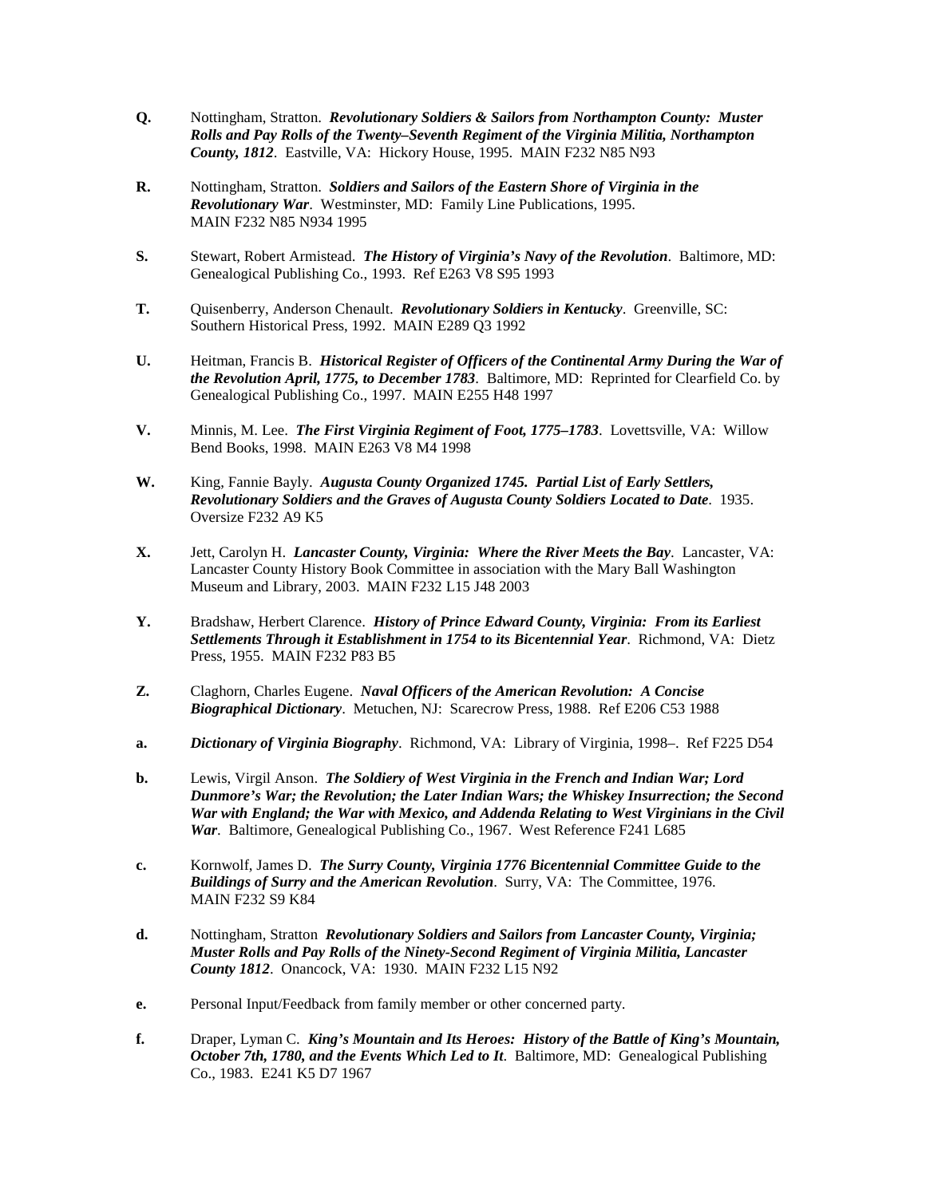**Q.** Nottingham, Stratton. ***Revolutionary Soldiers & Sailors from Northampton County: Muster Rolls and Pay Rolls of the Twenty–Seventh Regiment of the Virginia Militia, Northampton County, 1812***. Eastville, VA: Hickory House, 1995. MAIN F232 N85 N93

**R.** Nottingham, Stratton. ***Soldiers and Sailors of the Eastern Shore of Virginia in the Revolutionary War***. Westminster, MD: Family Line Publications, 1995. MAIN F232 N85 N934 1995

**S.** Stewart, Robert Armistead. ***The History of Virginia's Navy of the Revolution***. Baltimore, MD: Genealogical Publishing Co., 1993. Ref E263 V8 S95 1993

**T.** Quisenberry, Anderson Chenault. ***Revolutionary Soldiers in Kentucky***. Greenville, SC: Southern Historical Press, 1992. MAIN E289 Q3 1992

**U.** Heitman, Francis B. ***Historical Register of Officers of the Continental Army During the War of the Revolution April, 1775, to December 1783***. Baltimore, MD: Reprinted for Clearfield Co. by Genealogical Publishing Co., 1997. MAIN E255 H48 1997

**V.** Minnis, M. Lee. ***The First Virginia Regiment of Foot, 1775–1783***. Lovettsville, VA: Willow Bend Books, 1998. MAIN E263 V8 M4 1998

**W.** King, Fannie Bayly. ***Augusta County Organized 1745. Partial List of Early Settlers, Revolutionary Soldiers and the Graves of Augusta County Soldiers Located to Date***. 1935. Oversize F232 A9 K5

**X.** Jett, Carolyn H. ***Lancaster County, Virginia: Where the River Meets the Bay***. Lancaster, VA: Lancaster County History Book Committee in association with the Mary Ball Washington Museum and Library, 2003. MAIN F232 L15 J48 2003

**Y.** Bradshaw, Herbert Clarence. ***History of Prince Edward County, Virginia: From its Earliest Settlements Through it Establishment in 1754 to its Bicentennial Year***. Richmond, VA: Dietz Press, 1955. MAIN F232 P83 B5

**Z.** Claghorn, Charles Eugene. ***Naval Officers of the American Revolution: A Concise Biographical Dictionary***. Metuchen, NJ: Scarecrow Press, 1988. Ref E206 C53 1988

**a.** ***Dictionary of Virginia Biography***. Richmond, VA: Library of Virginia, 1998–. Ref F225 D54

**b.** Lewis, Virgil Anson. ***The Soldiery of West Virginia in the French and Indian War; Lord Dunmore's War; the Revolution; the Later Indian Wars; the Whiskey Insurrection; the Second War with England; the War with Mexico, and Addenda Relating to West Virginians in the Civil War***. Baltimore, Genealogical Publishing Co., 1967. West Reference F241 L685

**c.** Kornwolf, James D. ***The Surry County, Virginia 1776 Bicentennial Committee Guide to the Buildings of Surry and the American Revolution***. Surry, VA: The Committee, 1976. MAIN F232 S9 K84

**d.** Nottingham, Stratton ***Revolutionary Soldiers and Sailors from Lancaster County, Virginia; Muster Rolls and Pay Rolls of the Ninety-Second Regiment of Virginia Militia, Lancaster County 1812***. Onancock, VA: 1930. MAIN F232 L15 N92

**e.** Personal Input/Feedback from family member or other concerned party.

**f.** Draper, Lyman C. ***King's Mountain and Its Heroes: History of the Battle of King's Mountain, October 7th, 1780, and the Events Which Led to It***. Baltimore, MD: Genealogical Publishing Co., 1983. E241 K5 D7 1967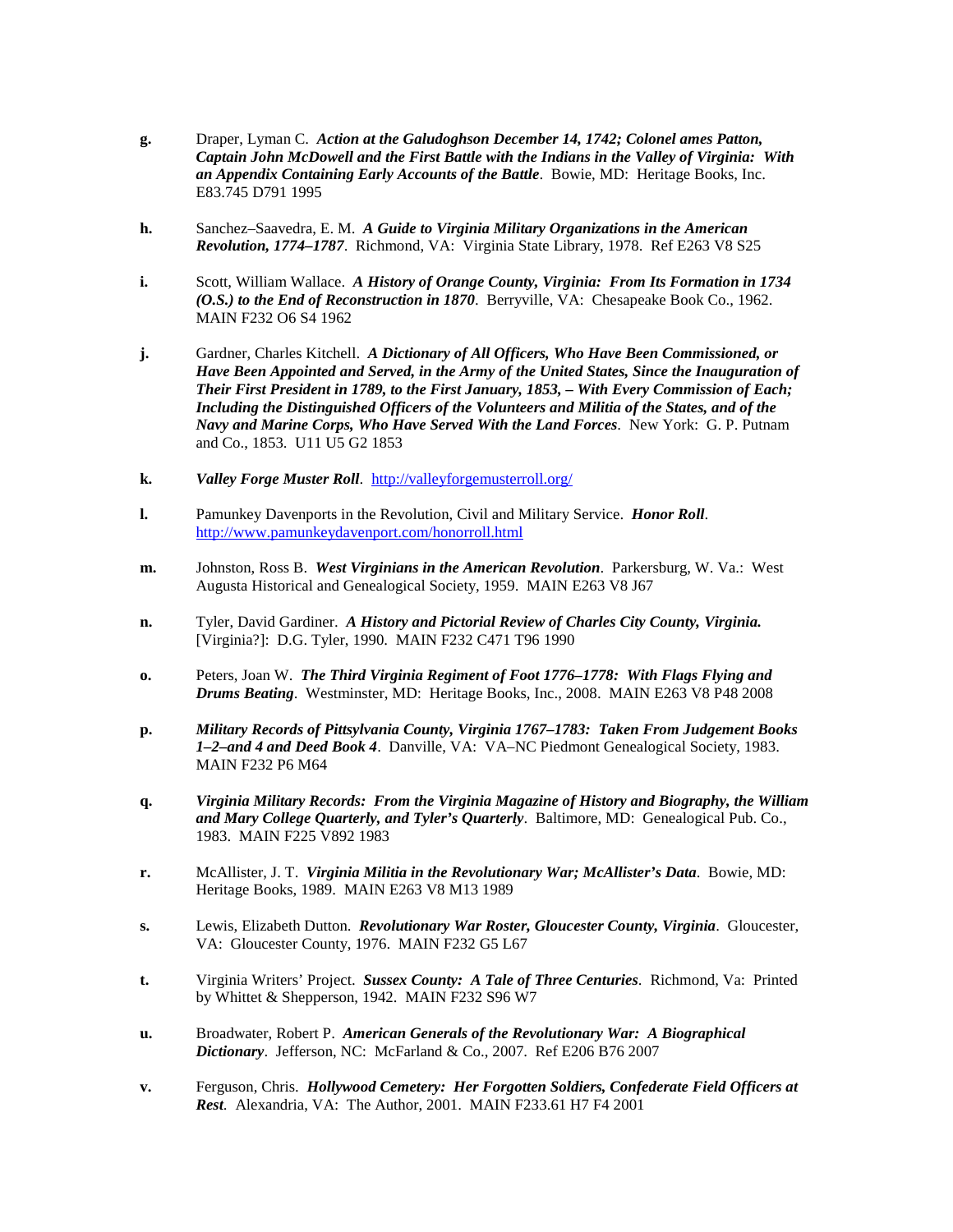**g.** Draper, Lyman C. ***Action at the Galudoghson December 14, 1742; Colonel ames Patton, Captain John McDowell and the First Battle with the Indians in the Valley of Virginia: With an Appendix Containing Early Accounts of the Battle***. Bowie, MD: Heritage Books, Inc. E83.745 D791 1995

**h.** Sanchez–Saavedra, E. M. ***A Guide to Virginia Military Organizations in the American Revolution, 1774–1787***. Richmond, VA: Virginia State Library, 1978. Ref E263 V8 S25

**i.** Scott, William Wallace. ***A History of Orange County, Virginia: From Its Formation in 1734 (O.S.) to the End of Reconstruction in 1870***. Berryville, VA: Chesapeake Book Co., 1962. MAIN F232 O6 S4 1962

**j.** Gardner, Charles Kitchell. ***A Dictionary of All Officers, Who Have Been Commissioned, or Have Been Appointed and Served, in the Army of the United States, Since the Inauguration of Their First President in 1789, to the First January, 1853, – With Every Commission of Each; Including the Distinguished Officers of the Volunteers and Militia of the States, and of the Navy and Marine Corps, Who Have Served With the Land Forces***. New York: G. P. Putnam and Co., 1853. U11 U5 G2 1853

**k.** ***Valley Forge Muster Roll***. http://valleyforgemusterroll.org/

**l.** Pamunkey Davenports in the Revolution, Civil and Military Service. ***Honor Roll***. http://www.pamunkeydavenport.com/honorroll.html

**m.** Johnston, Ross B. ***West Virginians in the American Revolution***. Parkersburg, W. Va.: West Augusta Historical and Genealogical Society, 1959. MAIN E263 V8 J67

**n.** Tyler, David Gardiner. ***A History and Pictorial Review of Charles City County, Virginia.*** [Virginia?]: D.G. Tyler, 1990. MAIN F232 C471 T96 1990

**o.** Peters, Joan W. ***The Third Virginia Regiment of Foot 1776–1778: With Flags Flying and Drums Beating***. Westminster, MD: Heritage Books, Inc., 2008. MAIN E263 V8 P48 2008

**p.** ***Military Records of Pittsylvania County, Virginia 1767–1783: Taken From Judgement Books 1–2–and 4 and Deed Book 4***. Danville, VA: VA–NC Piedmont Genealogical Society, 1983. MAIN F232 P6 M64

**q.** ***Virginia Military Records: From the Virginia Magazine of History and Biography, the William and Mary College Quarterly, and Tyler's Quarterly***. Baltimore, MD: Genealogical Pub. Co., 1983. MAIN F225 V892 1983

**r.** McAllister, J. T. ***Virginia Militia in the Revolutionary War; McAllister's Data***. Bowie, MD: Heritage Books, 1989. MAIN E263 V8 M13 1989

**s.** Lewis, Elizabeth Dutton. ***Revolutionary War Roster, Gloucester County, Virginia***. Gloucester, VA: Gloucester County, 1976. MAIN F232 G5 L67

**t.** Virginia Writers' Project. ***Sussex County: A Tale of Three Centuries***. Richmond, Va: Printed by Whittet & Shepperson, 1942. MAIN F232 S96 W7

**u.** Broadwater, Robert P. ***American Generals of the Revolutionary War: A Biographical Dictionary***. Jefferson, NC: McFarland & Co., 2007. Ref E206 B76 2007

**v.** Ferguson, Chris. ***Hollywood Cemetery: Her Forgotten Soldiers, Confederate Field Officers at Rest***. Alexandria, VA: The Author, 2001. MAIN F233.61 H7 F4 2001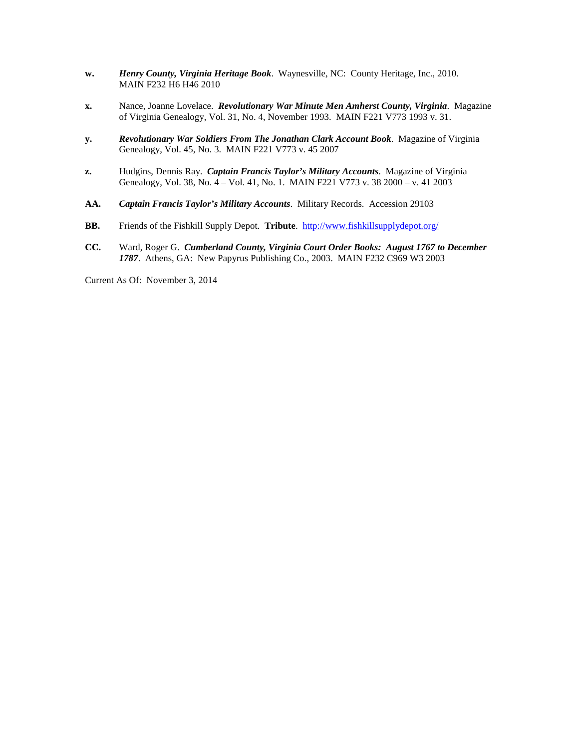**w.** ***Henry County, Virginia Heritage Book***. Waynesville, NC: County Heritage, Inc., 2010. MAIN F232 H6 H46 2010

**x.** Nance, Joanne Lovelace. ***Revolutionary War Minute Men Amherst County, Virginia***. Magazine of Virginia Genealogy, Vol. 31, No. 4, November 1993. MAIN F221 V773 1993 v. 31.

**y.** ***Revolutionary War Soldiers From The Jonathan Clark Account Book***. Magazine of Virginia Genealogy, Vol. 45, No. 3. MAIN F221 V773 v. 45 2007

**z.** Hudgins, Dennis Ray. ***Captain Francis Taylor's Military Accounts***. Magazine of Virginia Genealogy, Vol. 38, No. 4 – Vol. 41, No. 1. MAIN F221 V773 v. 38 2000 – v. 41 2003

**AA.** ***Captain Francis Taylor's Military Accounts***. Military Records. Accession 29103

**BB.** Friends of the Fishkill Supply Depot. **Tribute**. http://www.fishkillsupplydepot.org/

**CC.** Ward, Roger G. ***Cumberland County, Virginia Court Order Books: August 1767 to December 1787***. Athens, GA: New Papyrus Publishing Co., 2003. MAIN F232 C969 W3 2003

Current As Of: November 3, 2014